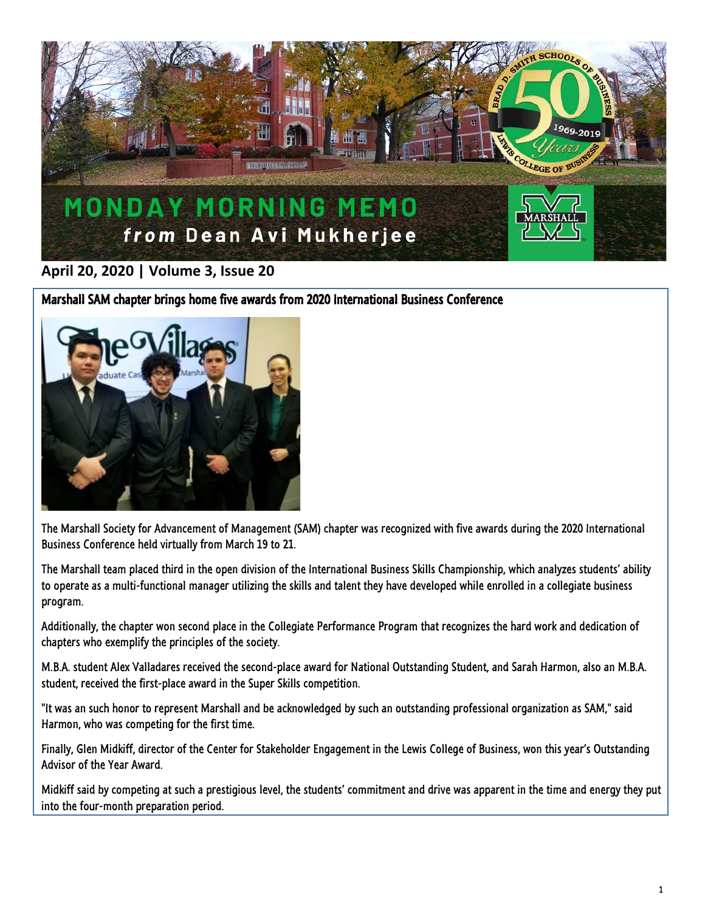# MONDAY MORNING MEMO

***from*** **Dean Avi Mukherjee**

**April 20, 2020 | Volume 3, Issue 20**

## Marshall SAM chapter brings home five awards from 2020 International Business Conference

The Marshall Society for Advancement of Management (SAM) chapter was recognized with five awards during the 2020 International Business Conference held virtually from March 19 to 21.

The Marshall team placed third in the open division of the International Business Skills Championship, which analyzes students' ability to operate as a multi-functional manager utilizing the skills and talent they have developed while enrolled in a collegiate business program.

Additionally, the chapter won second place in the Collegiate Performance Program that recognizes the hard work and dedication of chapters who exemplify the principles of the society.

M.B.A. student Alex Valladares received the second-place award for National Outstanding Student, and Sarah Harmon, also an M.B.A. student, received the first-place award in the Super Skills competition.

"It was an such honor to represent Marshall and be acknowledged by such an outstanding professional organization as SAM," said Harmon, who was competing for the first time.

Finally, Glen Midkiff, director of the Center for Stakeholder Engagement in the Lewis College of Business, won this year's Outstanding Advisor of the Year Award.

Midkiff said by competing at such a prestigious level, the students' commitment and drive was apparent in the time and energy they put into the four-month preparation period.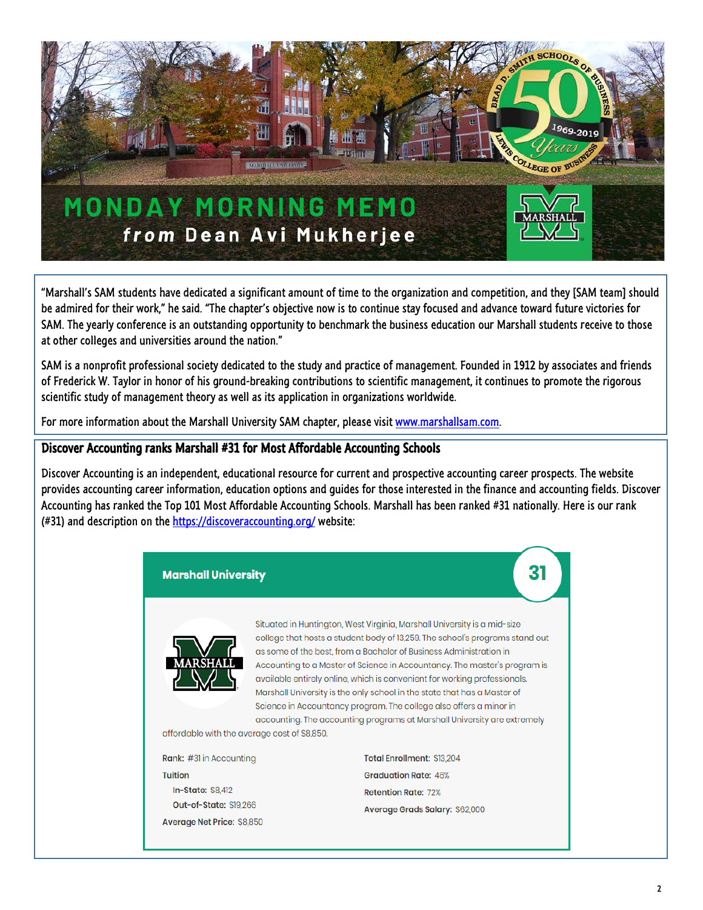# MONDAY MORNING MEMO

***from*** **Dean Avi Mukherjee**

"Marshall's SAM students have dedicated a significant amount of time to the organization and competition, and they [SAM team] should be admired for their work," he said. "The chapter's objective now is to continue stay focused and advance toward future victories for SAM. The yearly conference is an outstanding opportunity to benchmark the business education our Marshall students receive to those at other colleges and universities around the nation."

SAM is a nonprofit professional society dedicated to the study and practice of management. Founded in 1912 by associates and friends of Frederick W. Taylor in honor of his ground-breaking contributions to scientific management, it continues to promote the rigorous scientific study of management theory as well as its application in organizations worldwide.

For more information about the Marshall University SAM chapter, please visit www.marshallsam.com.

## Discover Accounting ranks Marshall #31 for Most Affordable Accounting Schools

Discover Accounting is an independent, educational resource for current and prospective accounting career prospects. The website provides accounting career information, education options and guides for those interested in the finance and accounting fields. Discover Accounting has ranked the Top 101 Most Affordable Accounting Schools. Marshall has been ranked #31 nationally. Here is our rank (#31) and description on the https://discoveraccounting.org/ website:

**Marshall University** — **31**

Situated in Huntington, West Virginia, Marshall University is a mid-size college that hosts a student body of 13,259. The school's programs stand out as some of the best, from a Bachelor of Business Administration in Accounting to a Master of Science in Accountancy. The master's program is available entirely online, which is convenient for working professionals. Marshall University is the only school in the state that has a Master of Science in Accountancy program. The college also offers a minor in accounting. The accounting programs at Marshall University are extremely affordable with the average cost of $8,850.

**Rank:** #31 in Accounting

**Tuition**

- **In-State:** $8,412
- **Out-of-State:** $19,266

**Average Net Price:** $8,850

**Total Enrollment:** $13,204

**Graduation Rate:** 46%

**Retention Rate:** 72%

**Average Grads Salary:** $62,000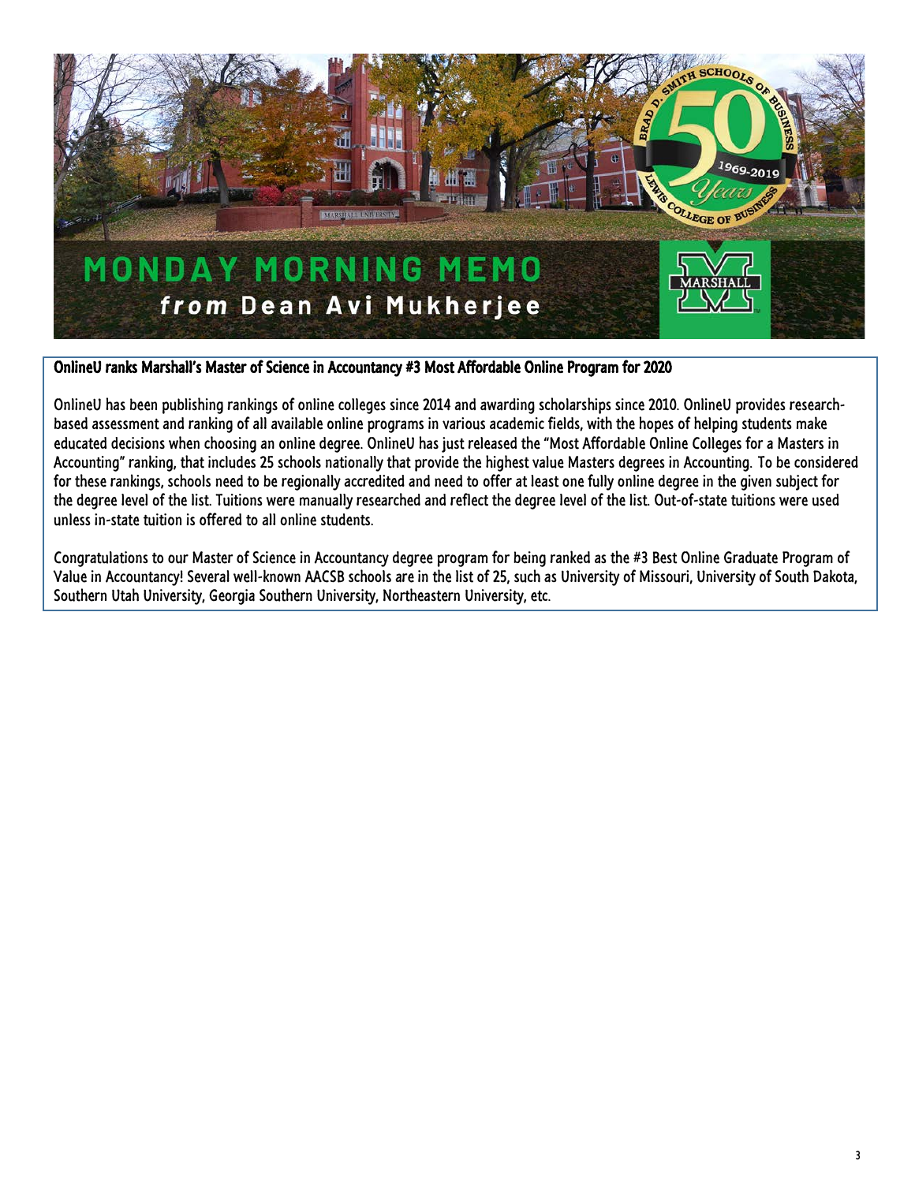# MONDAY MORNING MEMO

### *from* Dean Avi Mukherjee

**OnlineU ranks Marshall's Master of Science in Accountancy #3 Most Affordable Online Program for 2020**

OnlineU has been publishing rankings of online colleges since 2014 and awarding scholarships since 2010. OnlineU provides research-based assessment and ranking of all available online programs in various academic fields, with the hopes of helping students make educated decisions when choosing an online degree. OnlineU has just released the "Most Affordable Online Colleges for a Masters in Accounting" ranking, that includes 25 schools nationally that provide the highest value Masters degrees in Accounting. To be considered for these rankings, schools need to be regionally accredited and need to offer at least one fully online degree in the given subject for the degree level of the list. Tuitions were manually researched and reflect the degree level of the list. Out-of-state tuitions were used unless in-state tuition is offered to all online students.

Congratulations to our Master of Science in Accountancy degree program for being ranked as the #3 Best Online Graduate Program of Value in Accountancy! Several well-known AACSB schools are in the list of 25, such as University of Missouri, University of South Dakota, Southern Utah University, Georgia Southern University, Northeastern University, etc.